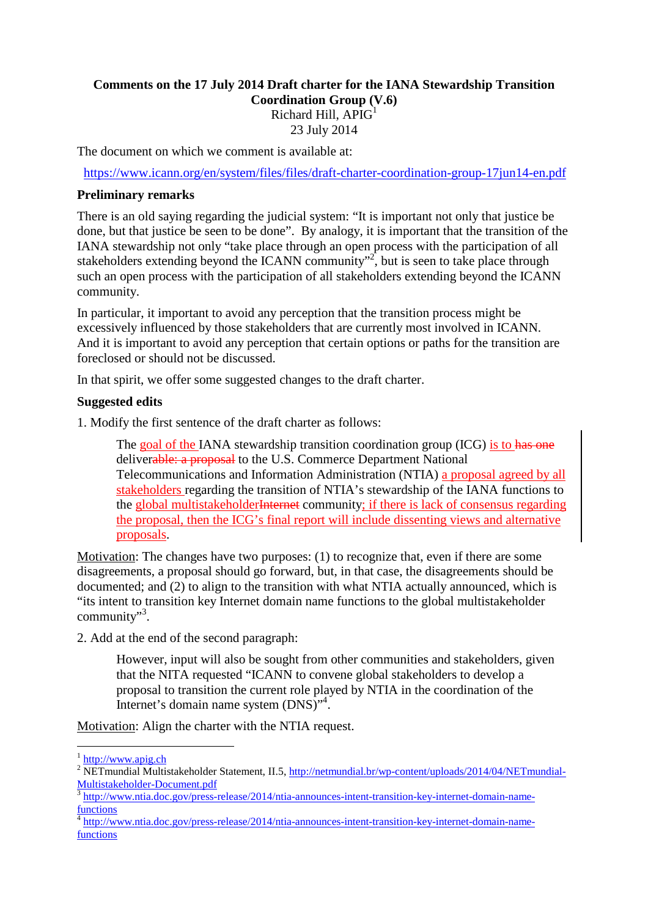**Comments on the 17 July 2014 Draft charter for the IANA Stewardship Transition Coordination Group (V.6)**

Richard Hill, APIG[1]

23 July 2014

The document on which we comment is available at:

https://www.icann.org/en/system/files/files/draft-charter-coordination-group-17jun14-en.pdf

**Preliminary remarks**

There is an old saying regarding the judicial system: "It is important not only that justice be done, but that justice be seen to be done". By analogy, it is important that the transition of the IANA stewardship not only "take place through an open process with the participation of all stakeholders extending beyond the ICANN community"[2], but is seen to take place through such an open process with the participation of all stakeholders extending beyond the ICANN community.

In particular, it important to avoid any perception that the transition process might be excessively influenced by those stakeholders that are currently most involved in ICANN. And it is important to avoid any perception that certain options or paths for the transition are foreclosed or should not be discussed.

In that spirit, we offer some suggested changes to the draft charter.

**Suggested edits**

1. Modify the first sentence of the draft charter as follows:

> The goal of the IANA stewardship transition coordination group (ICG) is to ~~has one~~ deliver~~able: a proposal~~ to the U.S. Commerce Department National Telecommunications and Information Administration (NTIA) a proposal agreed by all stakeholders regarding the transition of NTIA's stewardship of the IANA functions to the global multistakeholder~~Internet~~ community; if there is lack of consensus regarding the proposal, then the ICG's final report will include dissenting views and alternative proposals.

Motivation: The changes have two purposes: (1) to recognize that, even if there are some disagreements, a proposal should go forward, but, in that case, the disagreements should be documented; and (2) to align to the transition with what NTIA actually announced, which is "its intent to transition key Internet domain name functions to the global multistakeholder community"[3].

2. Add at the end of the second paragraph:

> However, input will also be sought from other communities and stakeholders, given that the NITA requested "ICANN to convene global stakeholders to develop a proposal to transition the current role played by NTIA in the coordination of the Internet's domain name system (DNS)"[4].

Motivation: Align the charter with the NTIA request.

---

[1] http://www.apig.ch

[2] NETmundial Multistakeholder Statement, II.5, http://netmundial.br/wp-content/uploads/2014/04/NETmundial-Multistakeholder-Document.pdf

[3] http://www.ntia.doc.gov/press-release/2014/ntia-announces-intent-transition-key-internet-domain-name-functions

[4] http://www.ntia.doc.gov/press-release/2014/ntia-announces-intent-transition-key-internet-domain-name-functions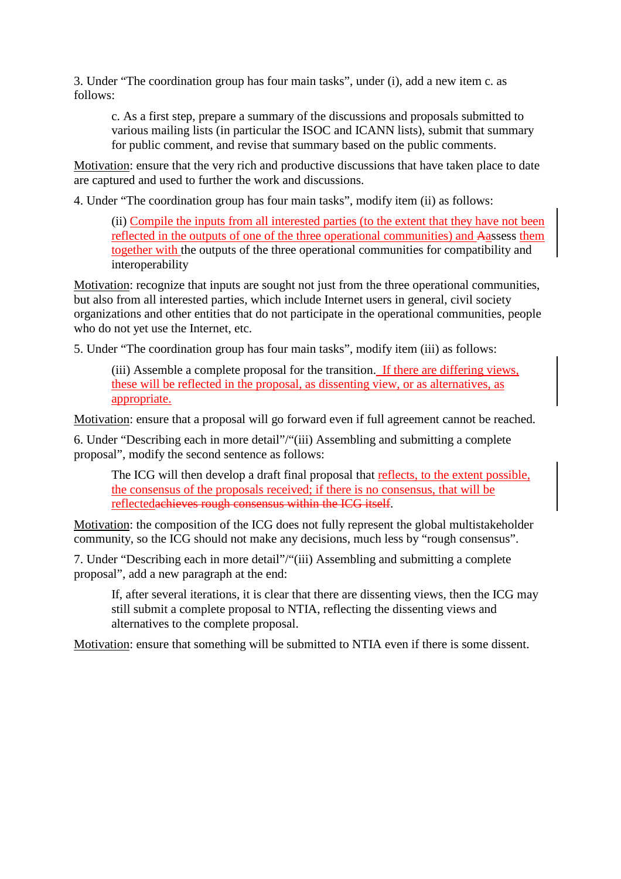3. Under "The coordination group has four main tasks", under (i), add a new item c. as follows:

> c. As a first step, prepare a summary of the discussions and proposals submitted to various mailing lists (in particular the ISOC and ICANN lists), submit that summary for public comment, and revise that summary based on the public comments.

Motivation: ensure that the very rich and productive discussions that have taken place to date are captured and used to further the work and discussions.

4. Under "The coordination group has four main tasks", modify item (ii) as follows:

> (ii) Compile the inputs from all interested parties (to the extent that they have not been reflected in the outputs of one of the three operational communities) and ~~A~~assess them together with the outputs of the three operational communities for compatibility and interoperability

Motivation: recognize that inputs are sought not just from the three operational communities, but also from all interested parties, which include Internet users in general, civil society organizations and other entities that do not participate in the operational communities, people who do not yet use the Internet, etc.

5. Under "The coordination group has four main tasks", modify item (iii) as follows:

> (iii) Assemble a complete proposal for the transition. If there are differing views, these will be reflected in the proposal, as dissenting view, or as alternatives, as appropriate.

Motivation: ensure that a proposal will go forward even if full agreement cannot be reached.

6. Under "Describing each in more detail"/"(iii) Assembling and submitting a complete proposal", modify the second sentence as follows:

> The ICG will then develop a draft final proposal that reflects, to the extent possible, the consensus of the proposals received; if there is no consensus, that will be reflected~~achieves rough consensus within the ICG itself~~.

Motivation: the composition of the ICG does not fully represent the global multistakeholder community, so the ICG should not make any decisions, much less by "rough consensus".

7. Under "Describing each in more detail"/"(iii) Assembling and submitting a complete proposal", add a new paragraph at the end:

> If, after several iterations, it is clear that there are dissenting views, then the ICG may still submit a complete proposal to NTIA, reflecting the dissenting views and alternatives to the complete proposal.

Motivation: ensure that something will be submitted to NTIA even if there is some dissent.